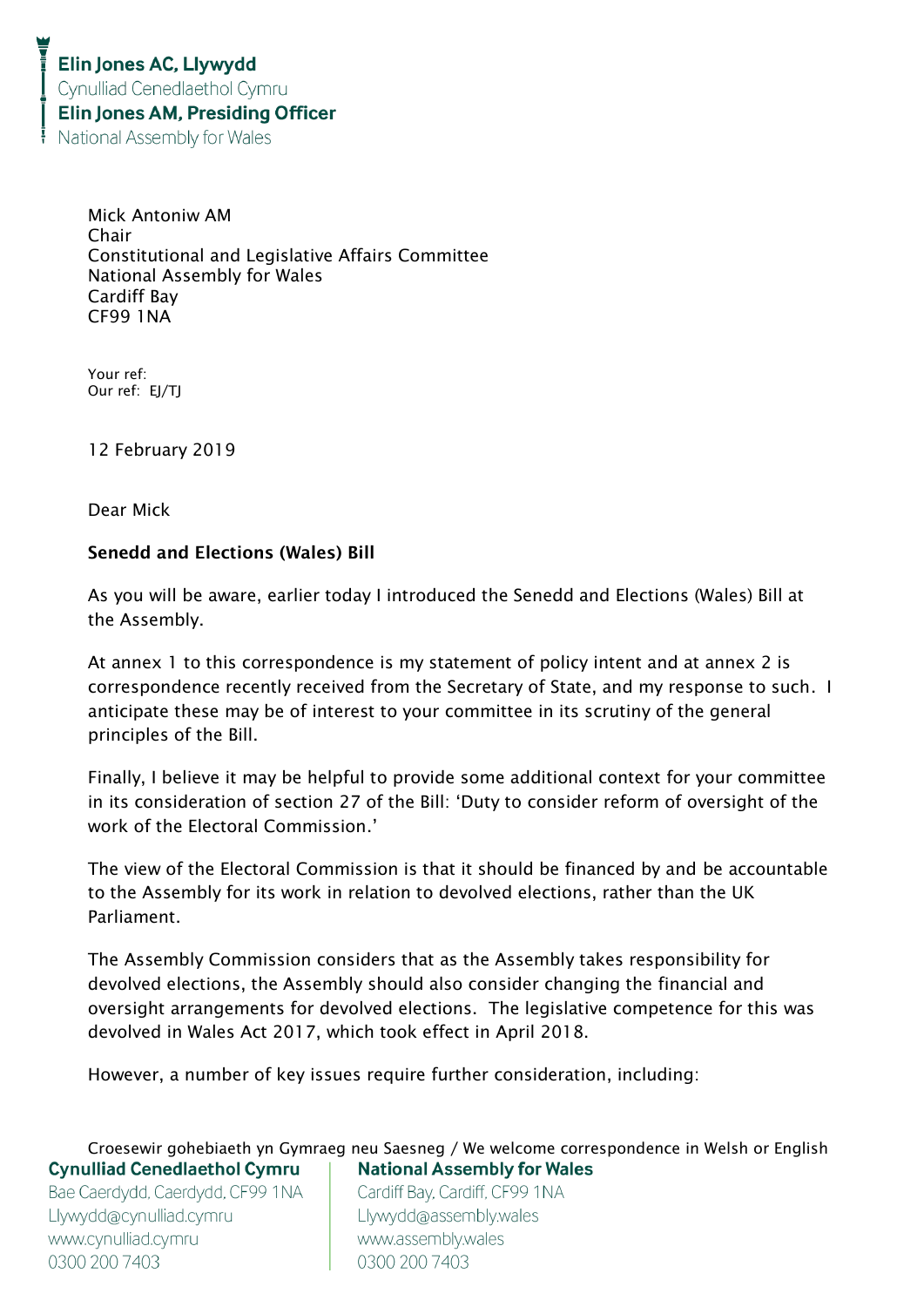Elin Jones AC, Llywydd
Cynulliad Cenedlaethol Cymru
Elin Jones AM, Presiding Officer
National Assembly for Wales

Mick Antoniw AM
Chair
Constitutional and Legislative Affairs Committee
National Assembly for Wales
Cardiff Bay
CF99 1NA

Your ref:
Our ref: EJ/TJ

12 February 2019

Dear Mick

**Senedd and Elections (Wales) Bill**

As you will be aware, earlier today I introduced the Senedd and Elections (Wales) Bill at the Assembly.

At annex 1 to this correspondence is my statement of policy intent and at annex 2 is correspondence recently received from the Secretary of State, and my response to such. I anticipate these may be of interest to your committee in its scrutiny of the general principles of the Bill.

Finally, I believe it may be helpful to provide some additional context for your committee in its consideration of section 27 of the Bill: 'Duty to consider reform of oversight of the work of the Electoral Commission.'

The view of the Electoral Commission is that it should be financed by and be accountable to the Assembly for its work in relation to devolved elections, rather than the UK Parliament.

The Assembly Commission considers that as the Assembly takes responsibility for devolved elections, the Assembly should also consider changing the financial and oversight arrangements for devolved elections. The legislative competence for this was devolved in Wales Act 2017, which took effect in April 2018.

However, a number of key issues require further consideration, including:

Croesewir gohebiaeth yn Gymraeg neu Saesneg / We welcome correspondence in Welsh or English

Cynulliad Cenedlaethol Cymru
Bae Caerdydd, Caerdydd, CF99 1NA
Llywydd@cynulliad.cymru
www.cynulliad.cymru
0300 200 7403

National Assembly for Wales
Cardiff Bay, Cardiff, CF99 1NA
Llywydd@assembly.wales
www.assembly.wales
0300 200 7403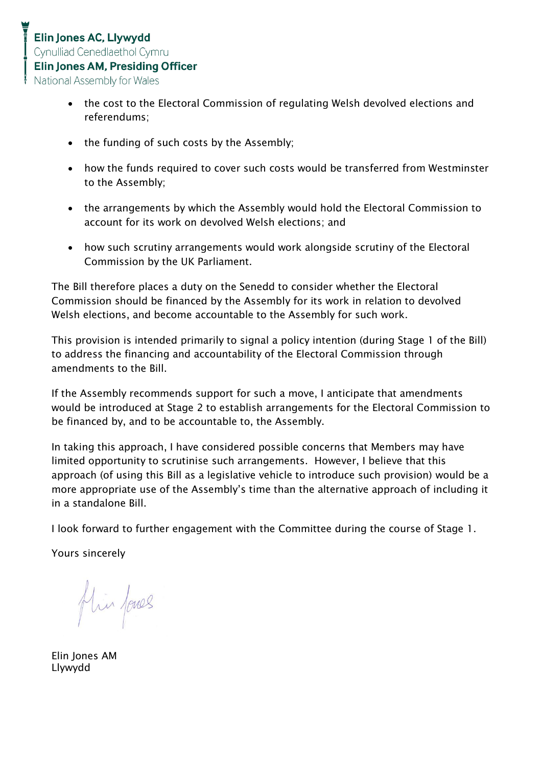- the cost to the Electoral Commission of regulating Welsh devolved elections and referendums;
- the funding of such costs by the Assembly;
- how the funds required to cover such costs would be transferred from Westminster to the Assembly;
- the arrangements by which the Assembly would hold the Electoral Commission to account for its work on devolved Welsh elections; and
- how such scrutiny arrangements would work alongside scrutiny of the Electoral Commission by the UK Parliament.

The Bill therefore places a duty on the Senedd to consider whether the Electoral Commission should be financed by the Assembly for its work in relation to devolved Welsh elections, and become accountable to the Assembly for such work.

This provision is intended primarily to signal a policy intention (during Stage 1 of the Bill) to address the financing and accountability of the Electoral Commission through amendments to the Bill.

If the Assembly recommends support for such a move, I anticipate that amendments would be introduced at Stage 2 to establish arrangements for the Electoral Commission to be financed by, and to be accountable to, the Assembly.

In taking this approach, I have considered possible concerns that Members may have limited opportunity to scrutinise such arrangements. However, I believe that this approach (of using this Bill as a legislative vehicle to introduce such provision) would be a more appropriate use of the Assembly's time than the alternative approach of including it in a standalone Bill.

I look forward to further engagement with the Committee during the course of Stage 1.

Yours sincerely

Elin Jones AM
Llywydd